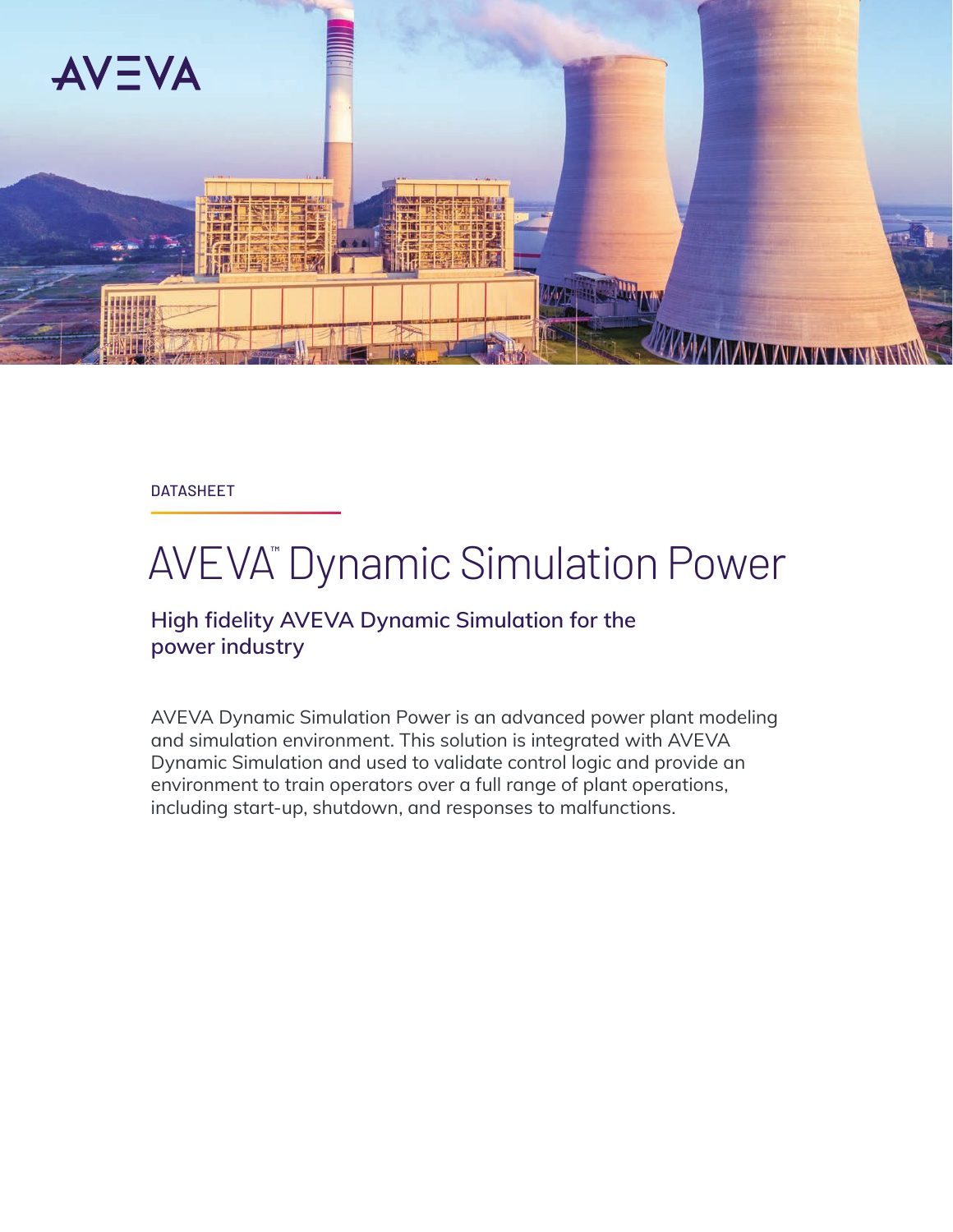DATASHEET

# AVEVA™ Dynamic Simulation Power

## High fidelity AVEVA Dynamic Simulation for the power industry

AVEVA Dynamic Simulation Power is an advanced power plant modeling and simulation environment. This solution is integrated with AVEVA Dynamic Simulation and used to validate control logic and provide an environment to train operators over a full range of plant operations, including start-up, shutdown, and responses to malfunctions.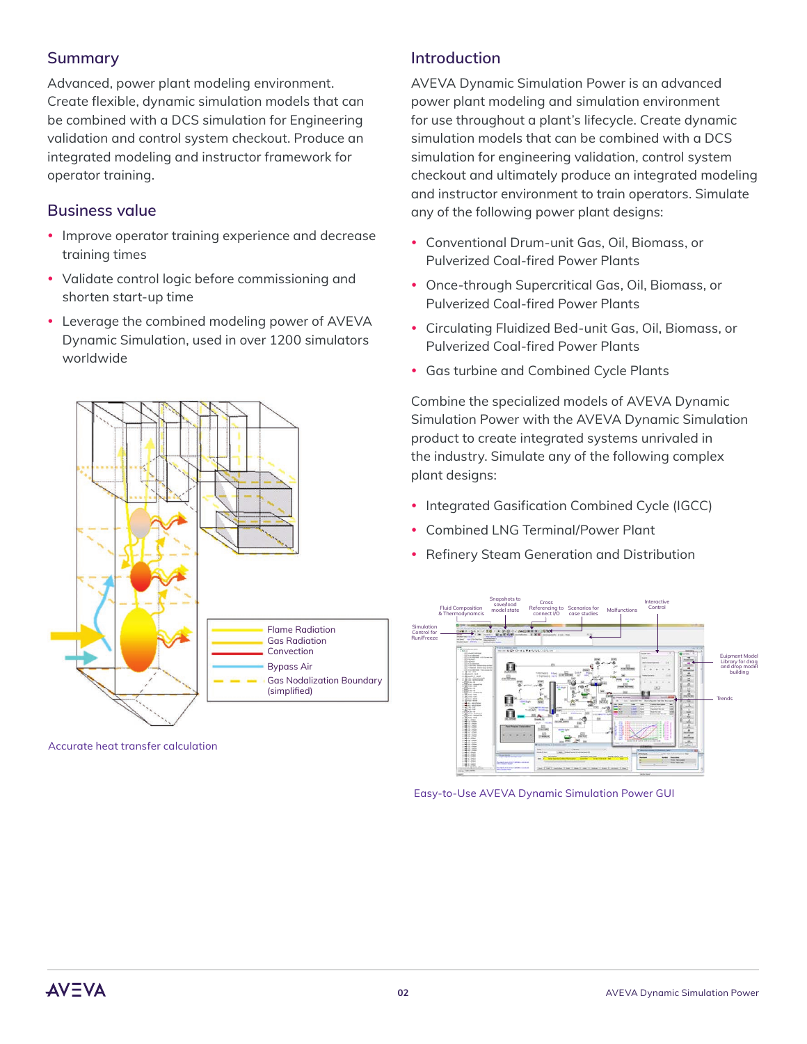## Summary

Advanced, power plant modeling environment. Create flexible, dynamic simulation models that can be combined with a DCS simulation for Engineering validation and control system checkout. Produce an integrated modeling and instructor framework for operator training.

## Business value

- Improve operator training experience and decrease training times
- Validate control logic before commissioning and shorten start-up time
- Leverage the combined modeling power of AVEVA Dynamic Simulation, used in over 1200 simulators worldwide

Accurate heat transfer calculation

## Introduction

AVEVA Dynamic Simulation Power is an advanced power plant modeling and simulation environment for use throughout a plant's lifecycle. Create dynamic simulation models that can be combined with a DCS simulation for engineering validation, control system checkout and ultimately produce an integrated modeling and instructor environment to train operators. Simulate any of the following power plant designs:

- Conventional Drum-unit Gas, Oil, Biomass, or Pulverized Coal-fired Power Plants
- Once-through Supercritical Gas, Oil, Biomass, or Pulverized Coal-fired Power Plants
- Circulating Fluidized Bed-unit Gas, Oil, Biomass, or Pulverized Coal-fired Power Plants
- Gas turbine and Combined Cycle Plants

Combine the specialized models of AVEVA Dynamic Simulation Power with the AVEVA Dynamic Simulation product to create integrated systems unrivaled in the industry. Simulate any of the following complex plant designs:

- Integrated Gasification Combined Cycle (IGCC)
- Combined LNG Terminal/Power Plant
- Refinery Steam Generation and Distribution

Easy-to-Use AVEVA Dynamic Simulation Power GUI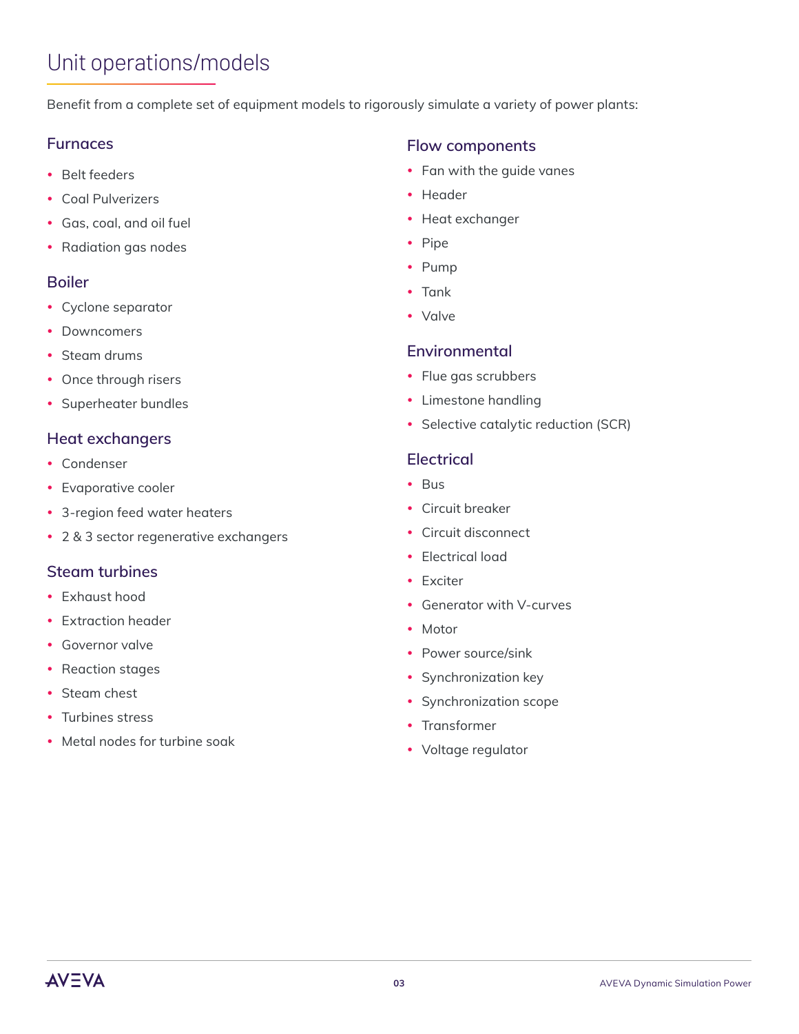# Unit operations/models

Benefit from a complete set of equipment models to rigorously simulate a variety of power plants:

### Furnaces

- Belt feeders
- Coal Pulverizers
- Gas, coal, and oil fuel
- Radiation gas nodes

### Boiler

- Cyclone separator
- Downcomers
- Steam drums
- Once through risers
- Superheater bundles

### Heat exchangers

- Condenser
- Evaporative cooler
- 3-region feed water heaters
- 2 & 3 sector regenerative exchangers

### Steam turbines

- Exhaust hood
- Extraction header
- Governor valve
- Reaction stages
- Steam chest
- Turbines stress
- Metal nodes for turbine soak

### Flow components

- Fan with the guide vanes
- Header
- Heat exchanger
- Pipe
- Pump
- Tank
- Valve

### Environmental

- Flue gas scrubbers
- Limestone handling
- Selective catalytic reduction (SCR)

### Electrical

- Bus
- Circuit breaker
- Circuit disconnect
- Electrical load
- Exciter
- Generator with V-curves
- Motor
- Power source/sink
- Synchronization key
- Synchronization scope
- Transformer
- Voltage regulator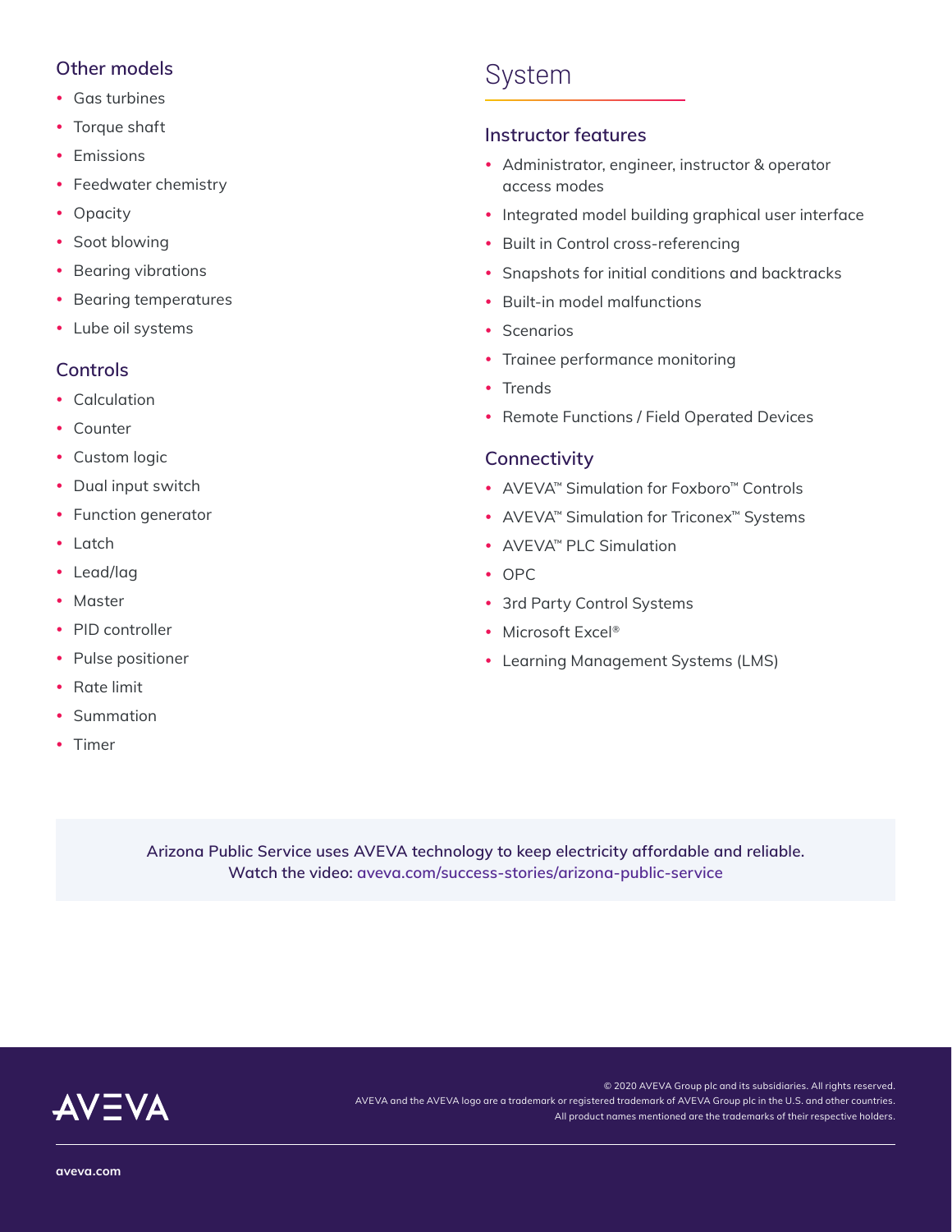### Other models

- Gas turbines
- Torque shaft
- Emissions
- Feedwater chemistry
- Opacity
- Soot blowing
- Bearing vibrations
- Bearing temperatures
- Lube oil systems

### Controls

- Calculation
- Counter
- Custom logic
- Dual input switch
- Function generator
- Latch
- Lead/lag
- Master
- PID controller
- Pulse positioner
- Rate limit
- Summation
- Timer

## System

### Instructor features

- Administrator, engineer, instructor & operator access modes
- Integrated model building graphical user interface
- Built in Control cross-referencing
- Snapshots for initial conditions and backtracks
- Built-in model malfunctions
- Scenarios
- Trainee performance monitoring
- Trends
- Remote Functions / Field Operated Devices

### Connectivity

- AVEVA™ Simulation for Foxboro™ Controls
- AVEVA™ Simulation for Triconex™ Systems
- AVEVA™ PLC Simulation
- OPC
- 3rd Party Control Systems
- Microsoft Excel®
- Learning Management Systems (LMS)

**Arizona Public Service uses AVEVA technology to keep electricity affordable and reliable.**
**Watch the video: aveva.com/success-stories/arizona-public-service**

AVEVA

© 2020 AVEVA Group plc and its subsidiaries. All rights reserved.
AVEVA and the AVEVA logo are a trademark or registered trademark of AVEVA Group plc in the U.S. and other countries.
All product names mentioned are the trademarks of their respective holders.

**aveva.com**